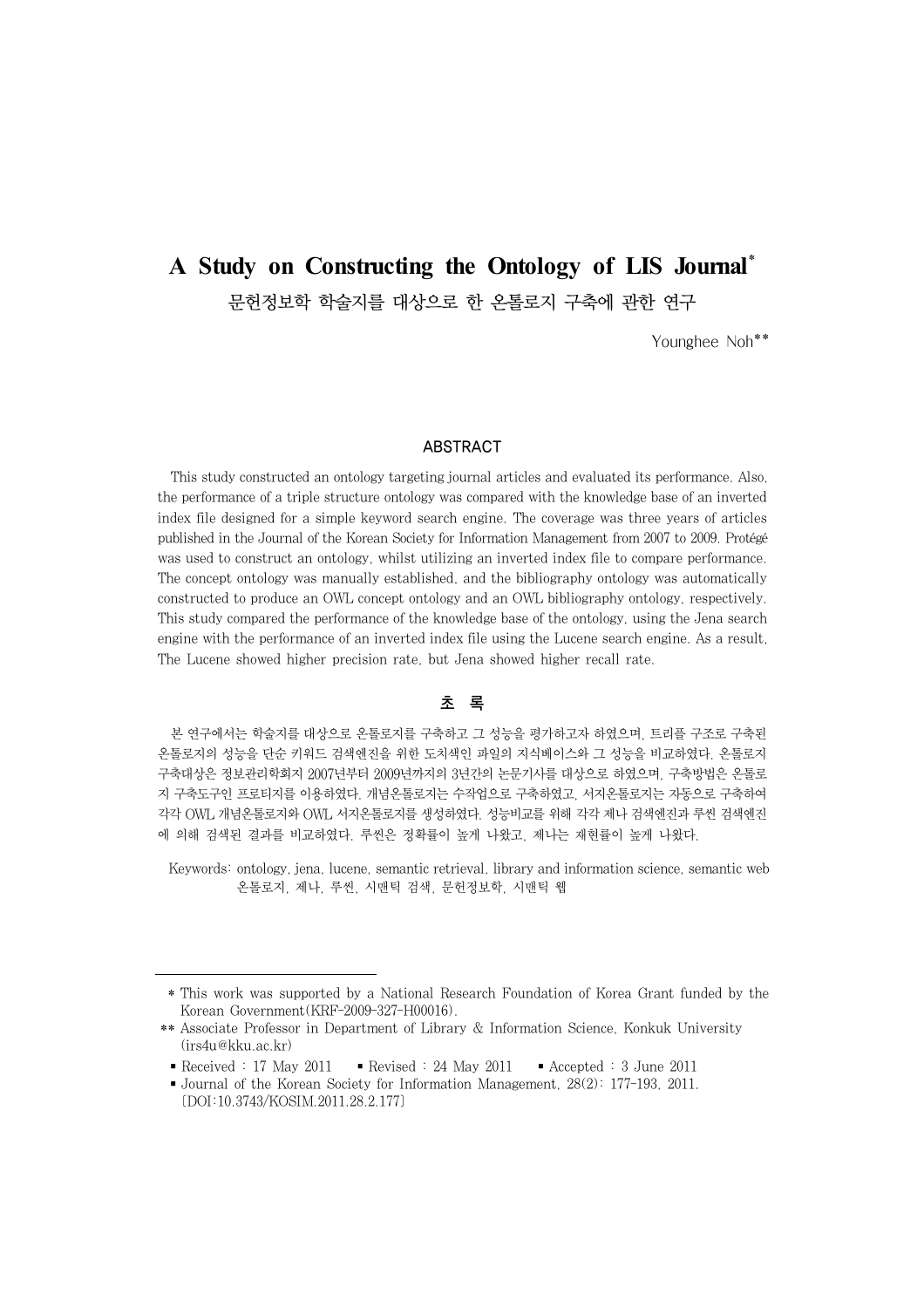# A Study on Constructing the Ontology of LIS Journal*

## 문헌정보학 학술지를 대상으로 한 온톨로지 구축에 관한 연구

Younghee Noh**

### ABSTRACT

This study constructed an ontology targeting journal articles and evaluated its performance. Also, the performance of a triple structure ontology was compared with the knowledge base of an inverted index file designed for a simple keyword search engine. The coverage was three years of articles published in the Journal of the Korean Society for Information Management from 2007 to 2009. Protégé was used to construct an ontology, whilst utilizing an inverted index file to compare performance. The concept ontology was manually established, and the bibliography ontology was automatically constructed to produce an OWL concept ontology and an OWL bibliography ontology, respectively. This study compared the performance of the knowledge base of the ontology, using the Jena search engine with the performance of an inverted index file using the Lucene search engine. As a result, The Lucene showed higher precision rate, but Jena showed higher recall rate.

### 초 록

본 연구에서는 학술지를 대상으로 온톨로지를 구축하고 그 성능을 평가하고자 하였으며, 트리플 구조로 구축된 온톨로지의 성능을 단순 키워드 검색엔진을 위한 도치색인 파일의 지식베이스와 그 성능을 비교하였다. 온톨로지 구축대상은 정보관리학회지 2007년부터 2009년까지의 3년간의 논문기사를 대상으로 하였으며, 구축방법은 온톨로지 구축도구인 프로티지를 이용하였다. 개념온톨로지는 수작업으로 구축하였고, 서지온톨로지는 자동으로 구축하여 각각 OWL 개념온톨로지와 OWL 서지온톨로지를 생성하였다. 성능비교를 위해 각각 제나 검색엔진과 루씬 검색엔진에 의해 검색된 결과를 비교하였다. 루씬은 정확률이 높게 나왔고, 제나는 재현률이 높게 나왔다.

Keywords: ontology, jena, lucene, semantic retrieval, library and information science, semantic web
온톨로지, 제나, 루씬, 시맨틱 검색, 문헌정보학, 시맨틱 웹

---

\* This work was supported by a National Research Foundation of Korea Grant funded by the Korean Government(KRF-2009-327-H00016).

\*\* Associate Professor in Department of Library & Information Science, Konkuk University (irs4u@kku.ac.kr)

- Received : 17 May 2011 ■ Revised : 24 May 2011 ■ Accepted : 3 June 2011
- Journal of the Korean Society for Information Management, 28(2): 177-193, 2011. [DOI:10.3743/KOSIM.2011.28.2.177]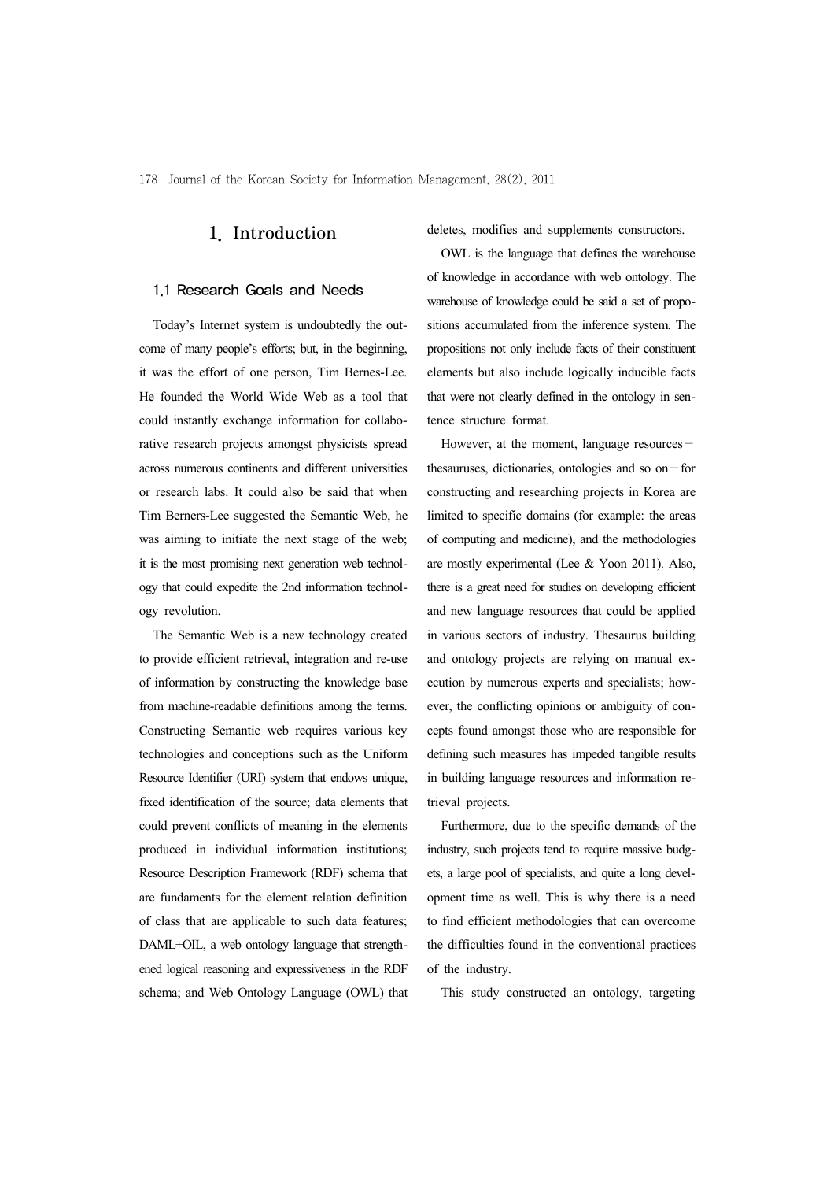# 1. Introduction

## 1.1 Research Goals and Needs

Today's Internet system is undoubtedly the outcome of many people's efforts; but, in the beginning, it was the effort of one person, Tim Bernes-Lee. He founded the World Wide Web as a tool that could instantly exchange information for collaborative research projects amongst physicists spread across numerous continents and different universities or research labs. It could also be said that when Tim Berners-Lee suggested the Semantic Web, he was aiming to initiate the next stage of the web; it is the most promising next generation web technology that could expedite the 2nd information technology revolution.

The Semantic Web is a new technology created to provide efficient retrieval, integration and re-use of information by constructing the knowledge base from machine-readable definitions among the terms. Constructing Semantic web requires various key technologies and conceptions such as the Uniform Resource Identifier (URI) system that endows unique, fixed identification of the source; data elements that could prevent conflicts of meaning in the elements produced in individual information institutions; Resource Description Framework (RDF) schema that are fundaments for the element relation definition of class that are applicable to such data features; DAML+OIL, a web ontology language that strengthened logical reasoning and expressiveness in the RDF schema; and Web Ontology Language (OWL) that deletes, modifies and supplements constructors.

OWL is the language that defines the warehouse of knowledge in accordance with web ontology. The warehouse of knowledge could be said a set of propositions accumulated from the inference system. The propositions not only include facts of their constituent elements but also include logically inducible facts that were not clearly defined in the ontology in sentence structure format.

However, at the moment, language resources－thesauruses, dictionaries, ontologies and so on－for constructing and researching projects in Korea are limited to specific domains (for example: the areas of computing and medicine), and the methodologies are mostly experimental (Lee & Yoon 2011). Also, there is a great need for studies on developing efficient and new language resources that could be applied in various sectors of industry. Thesaurus building and ontology projects are relying on manual execution by numerous experts and specialists; however, the conflicting opinions or ambiguity of concepts found amongst those who are responsible for defining such measures has impeded tangible results in building language resources and information retrieval projects.

Furthermore, due to the specific demands of the industry, such projects tend to require massive budgets, a large pool of specialists, and quite a long development time as well. This is why there is a need to find efficient methodologies that can overcome the difficulties found in the conventional practices of the industry.

This study constructed an ontology, targeting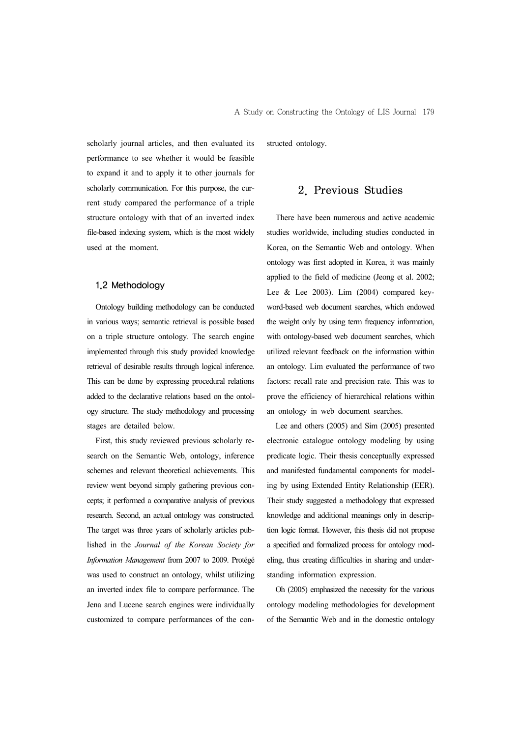scholarly journal articles, and then evaluated its performance to see whether it would be feasible to expand it and to apply it to other journals for scholarly communication. For this purpose, the current study compared the performance of a triple structure ontology with that of an inverted index file-based indexing system, which is the most widely used at the moment.

### 1.2 Methodology

Ontology building methodology can be conducted in various ways; semantic retrieval is possible based on a triple structure ontology. The search engine implemented through this study provided knowledge retrieval of desirable results through logical inference. This can be done by expressing procedural relations added to the declarative relations based on the ontology structure. The study methodology and processing stages are detailed below.

First, this study reviewed previous scholarly research on the Semantic Web, ontology, inference schemes and relevant theoretical achievements. This review went beyond simply gathering previous concepts; it performed a comparative analysis of previous research. Second, an actual ontology was constructed. The target was three years of scholarly articles published in the *Journal of the Korean Society for Information Management* from 2007 to 2009. Protégé was used to construct an ontology, whilst utilizing an inverted index file to compare performance. The Jena and Lucene search engines were individually customized to compare performances of the constructed ontology.

## 2. Previous Studies

There have been numerous and active academic studies worldwide, including studies conducted in Korea, on the Semantic Web and ontology. When ontology was first adopted in Korea, it was mainly applied to the field of medicine (Jeong et al. 2002; Lee & Lee 2003). Lim (2004) compared keyword-based web document searches, which endowed the weight only by using term frequency information, with ontology-based web document searches, which utilized relevant feedback on the information within an ontology. Lim evaluated the performance of two factors: recall rate and precision rate. This was to prove the efficiency of hierarchical relations within an ontology in web document searches.

Lee and others (2005) and Sim (2005) presented electronic catalogue ontology modeling by using predicate logic. Their thesis conceptually expressed and manifested fundamental components for modeling by using Extended Entity Relationship (EER). Their study suggested a methodology that expressed knowledge and additional meanings only in description logic format. However, this thesis did not propose a specified and formalized process for ontology modeling, thus creating difficulties in sharing and understanding information expression.

Oh (2005) emphasized the necessity for the various ontology modeling methodologies for development of the Semantic Web and in the domestic ontology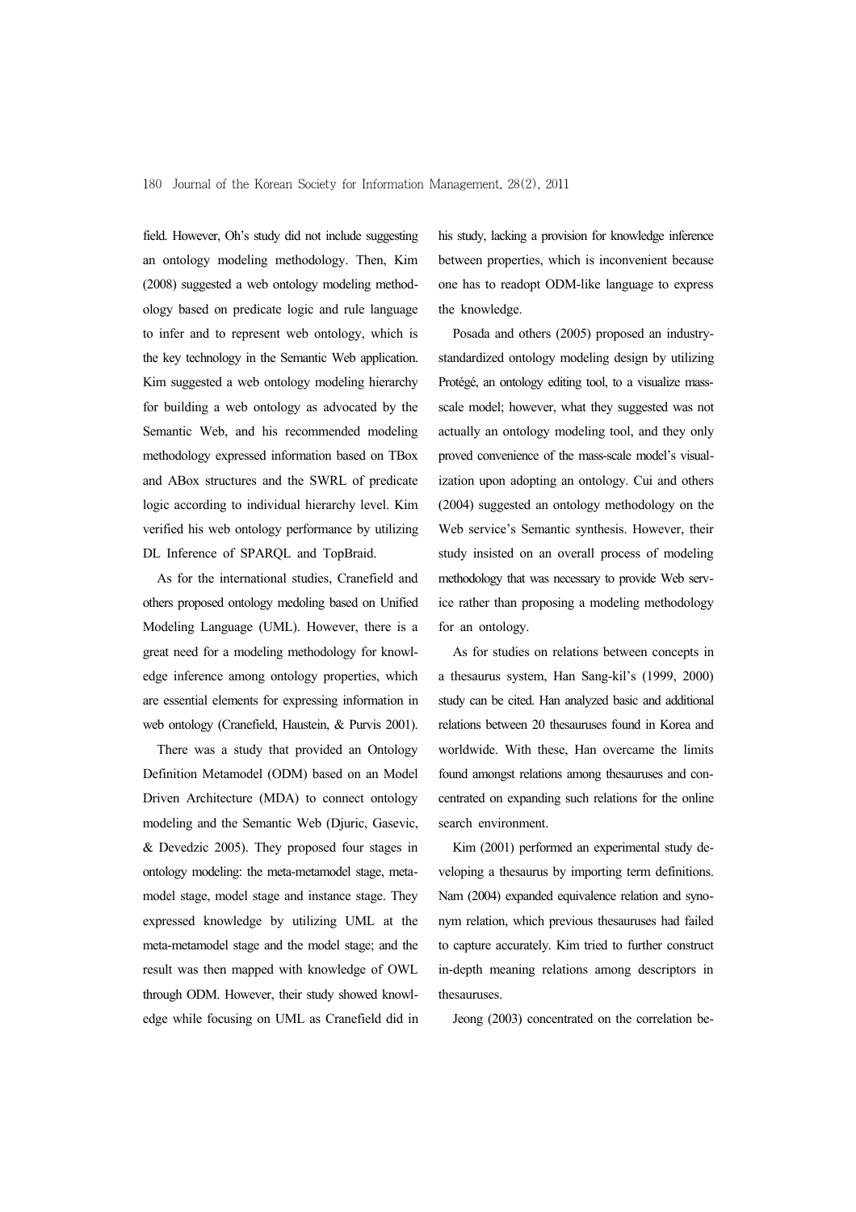field. However, Oh's study did not include suggesting an ontology modeling methodology. Then, Kim (2008) suggested a web ontology modeling methodology based on predicate logic and rule language to infer and to represent web ontology, which is the key technology in the Semantic Web application. Kim suggested a web ontology modeling hierarchy for building a web ontology as advocated by the Semantic Web, and his recommended modeling methodology expressed information based on TBox and ABox structures and the SWRL of predicate logic according to individual hierarchy level. Kim verified his web ontology performance by utilizing DL Inference of SPARQL and TopBraid.

As for the international studies, Cranefield and others proposed ontology medoling based on Unified Modeling Language (UML). However, there is a great need for a modeling methodology for knowledge inference among ontology properties, which are essential elements for expressing information in web ontology (Cranefield, Haustein, & Purvis 2001).

There was a study that provided an Ontology Definition Metamodel (ODM) based on an Model Driven Architecture (MDA) to connect ontology modeling and the Semantic Web (Djuric, Gasevic, & Devedzic 2005). They proposed four stages in ontology modeling: the meta-metamodel stage, metamodel stage, model stage and instance stage. They expressed knowledge by utilizing UML at the meta-metamodel stage and the model stage; and the result was then mapped with knowledge of OWL through ODM. However, their study showed knowledge while focusing on UML as Cranefield did in his study, lacking a provision for knowledge inference between properties, which is inconvenient because one has to readopt ODM-like language to express the knowledge.

Posada and others (2005) proposed an industry-standardized ontology modeling design by utilizing Protégé, an ontology editing tool, to a visualize mass-scale model; however, what they suggested was not actually an ontology modeling tool, and they only proved convenience of the mass-scale model's visualization upon adopting an ontology. Cui and others (2004) suggested an ontology methodology on the Web service's Semantic synthesis. However, their study insisted on an overall process of modeling methodology that was necessary to provide Web service rather than proposing a modeling methodology for an ontology.

As for studies on relations between concepts in a thesaurus system, Han Sang-kil's (1999, 2000) study can be cited. Han analyzed basic and additional relations between 20 thesauruses found in Korea and worldwide. With these, Han overcame the limits found amongst relations among thesauruses and concentrated on expanding such relations for the online search environment.

Kim (2001) performed an experimental study developing a thesaurus by importing term definitions. Nam (2004) expanded equivalence relation and synonym relation, which previous thesauruses had failed to capture accurately. Kim tried to further construct in-depth meaning relations among descriptors in thesauruses.

Jeong (2003) concentrated on the correlation be-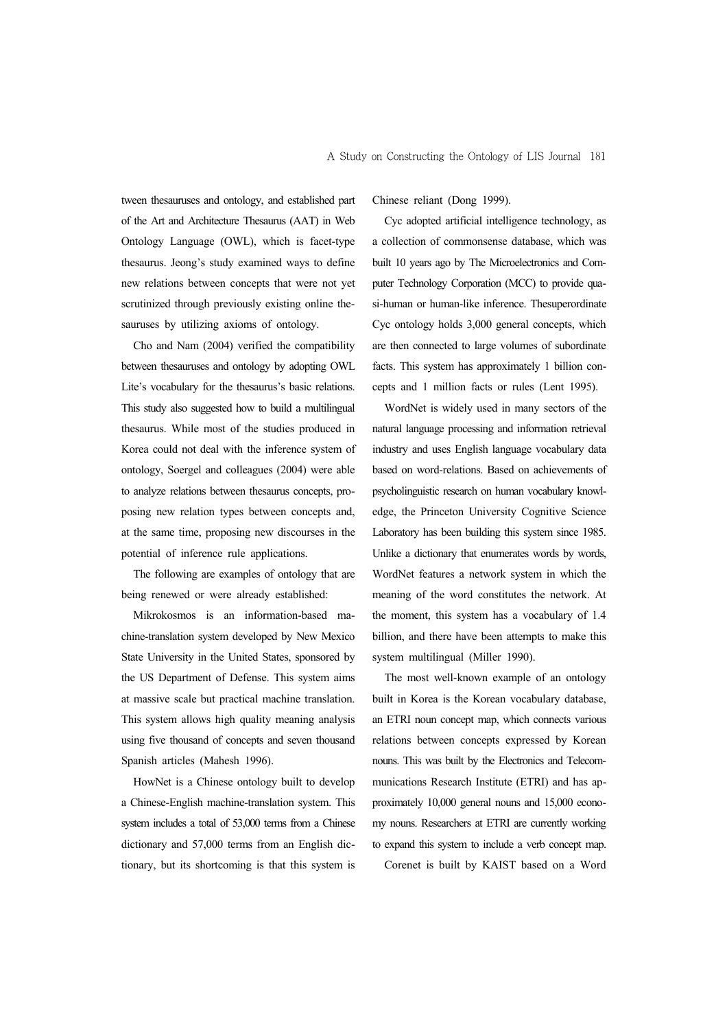tween thesauruses and ontology, and established part of the Art and Architecture Thesaurus (AAT) in Web Ontology Language (OWL), which is facet-type thesaurus. Jeong's study examined ways to define new relations between concepts that were not yet scrutinized through previously existing online thesauruses by utilizing axioms of ontology.

Cho and Nam (2004) verified the compatibility between thesauruses and ontology by adopting OWL Lite's vocabulary for the thesaurus's basic relations. This study also suggested how to build a multilingual thesaurus. While most of the studies produced in Korea could not deal with the inference system of ontology, Soergel and colleagues (2004) were able to analyze relations between thesaurus concepts, proposing new relation types between concepts and, at the same time, proposing new discourses in the potential of inference rule applications.

The following are examples of ontology that are being renewed or were already established:

Mikrokosmos is an information-based machine-translation system developed by New Mexico State University in the United States, sponsored by the US Department of Defense. This system aims at massive scale but practical machine translation. This system allows high quality meaning analysis using five thousand of concepts and seven thousand Spanish articles (Mahesh 1996).

HowNet is a Chinese ontology built to develop a Chinese-English machine-translation system. This system includes a total of 53,000 terms from a Chinese dictionary and 57,000 terms from an English dictionary, but its shortcoming is that this system is Chinese reliant (Dong 1999).

Cyc adopted artificial intelligence technology, as a collection of commonsense database, which was built 10 years ago by The Microelectronics and Computer Technology Corporation (MCC) to provide quasi-human or human-like inference. Thesuperordinate Cyc ontology holds 3,000 general concepts, which are then connected to large volumes of subordinate facts. This system has approximately 1 billion concepts and 1 million facts or rules (Lent 1995).

WordNet is widely used in many sectors of the natural language processing and information retrieval industry and uses English language vocabulary data based on word-relations. Based on achievements of psycholinguistic research on human vocabulary knowledge, the Princeton University Cognitive Science Laboratory has been building this system since 1985. Unlike a dictionary that enumerates words by words, WordNet features a network system in which the meaning of the word constitutes the network. At the moment, this system has a vocabulary of 1.4 billion, and there have been attempts to make this system multilingual (Miller 1990).

The most well-known example of an ontology built in Korea is the Korean vocabulary database, an ETRI noun concept map, which connects various relations between concepts expressed by Korean nouns. This was built by the Electronics and Telecommunications Research Institute (ETRI) and has approximately 10,000 general nouns and 15,000 economy nouns. Researchers at ETRI are currently working to expand this system to include a verb concept map.

Corenet is built by KAIST based on a Word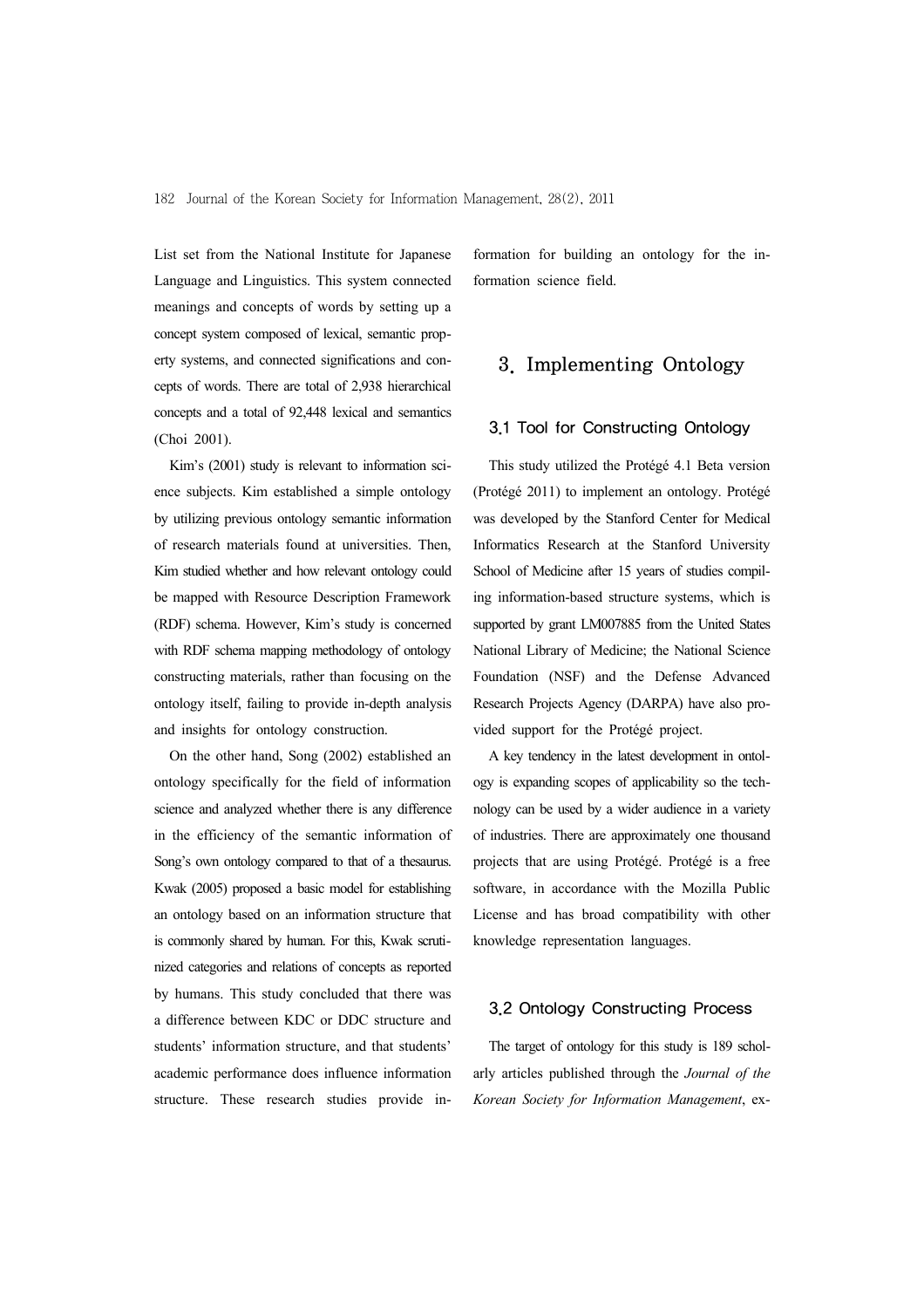List set from the National Institute for Japanese Language and Linguistics. This system connected meanings and concepts of words by setting up a concept system composed of lexical, semantic property systems, and connected significations and concepts of words. There are total of 2,938 hierarchical concepts and a total of 92,448 lexical and semantics (Choi 2001).

Kim's (2001) study is relevant to information science subjects. Kim established a simple ontology by utilizing previous ontology semantic information of research materials found at universities. Then, Kim studied whether and how relevant ontology could be mapped with Resource Description Framework (RDF) schema. However, Kim's study is concerned with RDF schema mapping methodology of ontology constructing materials, rather than focusing on the ontology itself, failing to provide in-depth analysis and insights for ontology construction.

On the other hand, Song (2002) established an ontology specifically for the field of information science and analyzed whether there is any difference in the efficiency of the semantic information of Song's own ontology compared to that of a thesaurus. Kwak (2005) proposed a basic model for establishing an ontology based on an information structure that is commonly shared by human. For this, Kwak scrutinized categories and relations of concepts as reported by humans. This study concluded that there was a difference between KDC or DDC structure and students' information structure, and that students' academic performance does influence information structure. These research studies provide information for building an ontology for the information science field.

# 3. Implementing Ontology

## 3.1 Tool for Constructing Ontology

This study utilized the Protégé 4.1 Beta version (Protégé 2011) to implement an ontology. Protégé was developed by the Stanford Center for Medical Informatics Research at the Stanford University School of Medicine after 15 years of studies compiling information-based structure systems, which is supported by grant LM007885 from the United States National Library of Medicine; the National Science Foundation (NSF) and the Defense Advanced Research Projects Agency (DARPA) have also provided support for the Protégé project.

A key tendency in the latest development in ontology is expanding scopes of applicability so the technology can be used by a wider audience in a variety of industries. There are approximately one thousand projects that are using Protégé. Protégé is a free software, in accordance with the Mozilla Public License and has broad compatibility with other knowledge representation languages.

## 3.2 Ontology Constructing Process

The target of ontology for this study is 189 scholarly articles published through the *Journal of the Korean Society for Information Management*, ex-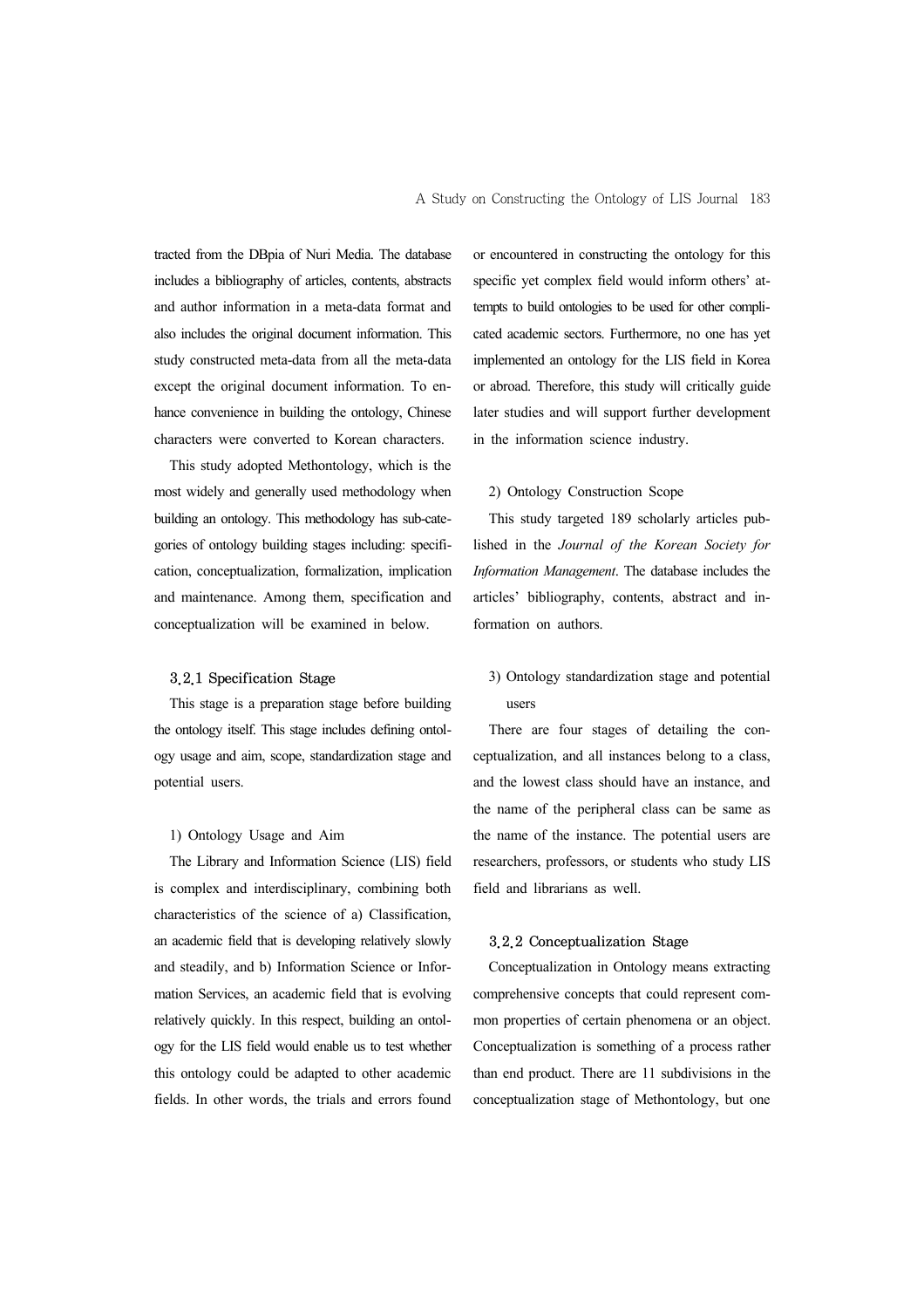tracted from the DBpia of Nuri Media. The database includes a bibliography of articles, contents, abstracts and author information in a meta-data format and also includes the original document information. This study constructed meta-data from all the meta-data except the original document information. To enhance convenience in building the ontology, Chinese characters were converted to Korean characters.

This study adopted Methontology, which is the most widely and generally used methodology when building an ontology. This methodology has sub-categories of ontology building stages including: specification, conceptualization, formalization, implication and maintenance. Among them, specification and conceptualization will be examined in below.

### 3.2.1 Specification Stage

This stage is a preparation stage before building the ontology itself. This stage includes defining ontology usage and aim, scope, standardization stage and potential users.

1) Ontology Usage and Aim

The Library and Information Science (LIS) field is complex and interdisciplinary, combining both characteristics of the science of a) Classification, an academic field that is developing relatively slowly and steadily, and b) Information Science or Information Services, an academic field that is evolving relatively quickly. In this respect, building an ontology for the LIS field would enable us to test whether this ontology could be adapted to other academic fields. In other words, the trials and errors found or encountered in constructing the ontology for this specific yet complex field would inform others' attempts to build ontologies to be used for other complicated academic sectors. Furthermore, no one has yet implemented an ontology for the LIS field in Korea or abroad. Therefore, this study will critically guide later studies and will support further development in the information science industry.

2) Ontology Construction Scope

This study targeted 189 scholarly articles published in the *Journal of the Korean Society for Information Management*. The database includes the articles' bibliography, contents, abstract and information on authors.

3) Ontology standardization stage and potential users

There are four stages of detailing the conceptualization, and all instances belong to a class, and the lowest class should have an instance, and the name of the peripheral class can be same as the name of the instance. The potential users are researchers, professors, or students who study LIS field and librarians as well.

### 3.2.2 Conceptualization Stage

Conceptualization in Ontology means extracting comprehensive concepts that could represent common properties of certain phenomena or an object. Conceptualization is something of a process rather than end product. There are 11 subdivisions in the conceptualization stage of Methontology, but one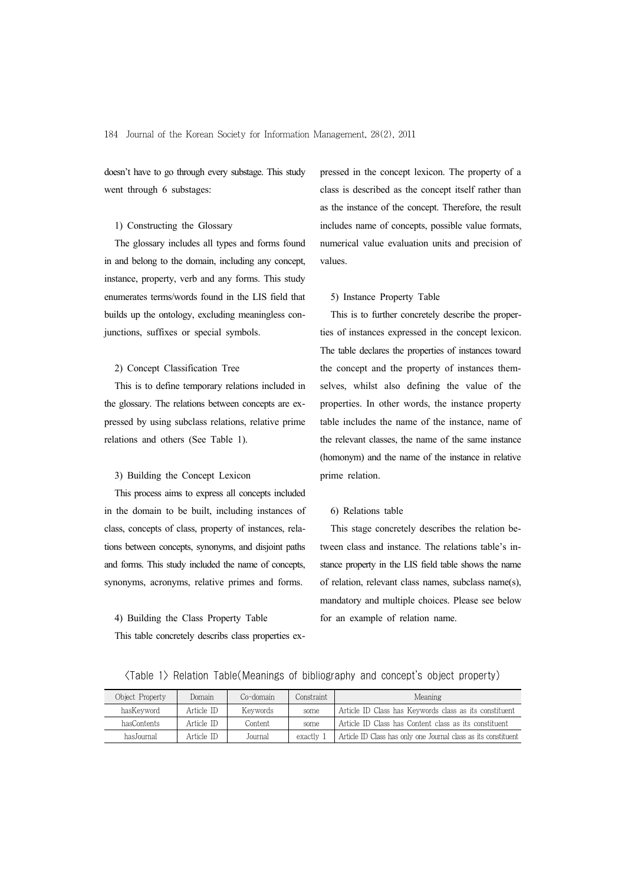doesn't have to go through every substage. This study went through 6 substages:

1) Constructing the Glossary

The glossary includes all types and forms found in and belong to the domain, including any concept, instance, property, verb and any forms. This study enumerates terms/words found in the LIS field that builds up the ontology, excluding meaningless conjunctions, suffixes or special symbols.

2) Concept Classification Tree

This is to define temporary relations included in the glossary. The relations between concepts are expressed by using subclass relations, relative prime relations and others (See Table 1).

3) Building the Concept Lexicon

This process aims to express all concepts included in the domain to be built, including instances of class, concepts of class, property of instances, relations between concepts, synonyms, and disjoint paths and forms. This study included the name of concepts, synonyms, acronyms, relative primes and forms.

4) Building the Class Property Table

This table concretely describs class properties expressed in the concept lexicon. The property of a class is described as the concept itself rather than as the instance of the concept. Therefore, the result includes name of concepts, possible value formats, numerical value evaluation units and precision of values.

5) Instance Property Table

This is to further concretely describe the properties of instances expressed in the concept lexicon. The table declares the properties of instances toward the concept and the property of instances themselves, whilst also defining the value of the properties. In other words, the instance property table includes the name of the instance, name of the relevant classes, the name of the same instance (homonym) and the name of the instance in relative prime relation.

6) Relations table

This stage concretely describes the relation between class and instance. The relations table's instance property in the LIS field table shows the name of relation, relevant class names, subclass name(s), mandatory and multiple choices. Please see below for an example of relation name.

<Table 1> Relation Table(Meanings of bibliography and concept's object property)

| Object Property | Domain | Co-domain | Constraint | Meaning |
|---|---|---|---|---|
| hasKeyword | Article ID | Keywords | some | Article ID Class has Keywords class as its constituent |
| hasContents | Article ID | Content | some | Article ID Class has Content class as its constituent |
| hasJournal | Article ID | Journal | exactly 1 | Article ID Class has only one Journal class as its constituent |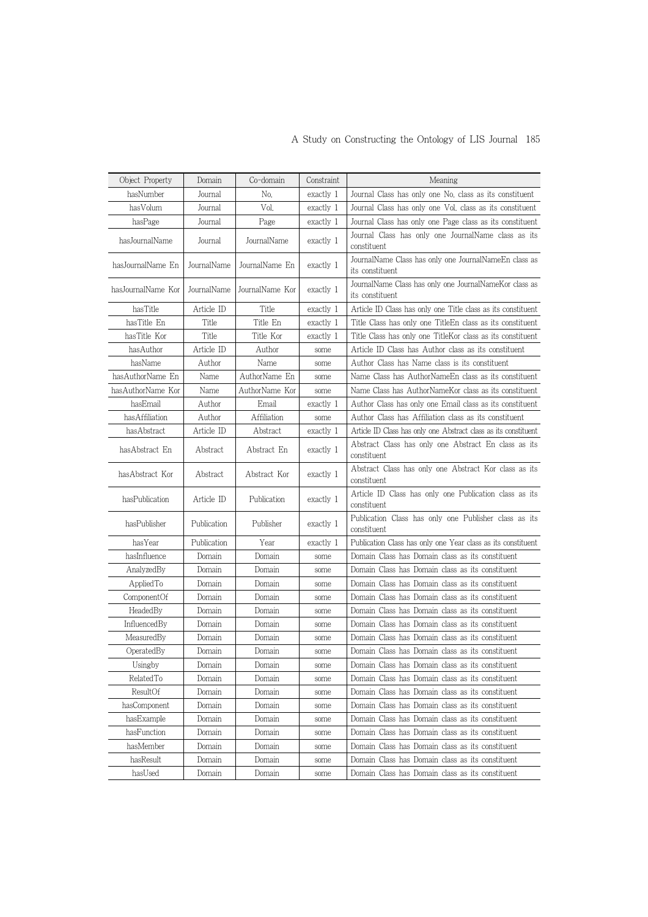| Object Property | Domain | Co-domain | Constraint | Meaning |
|---|---|---|---|---|
| hasNumber | Journal | No. | exactly 1 | Journal Class has only one No. class as its constituent |
| hasVolum | Journal | Vol. | exactly 1 | Journal Class has only one Vol. class as its constituent |
| hasPage | Journal | Page | exactly 1 | Journal Class has only one Page class as its constituent |
| hasJournalName | Journal | JournalName | exactly 1 | Journal Class has only one JournalName class as its constituent |
| hasJournalName En | JournalName | JournalName En | exactly 1 | JournalName Class has only one JournalNameEn class as its constituent |
| hasJournalName Kor | JournalName | JournalName Kor | exactly 1 | JournalName Class has only one JournalNameKor class as its constituent |
| hasTitle | Article ID | Title | exactly 1 | Article ID Class has only one Title class as its constituent |
| hasTitle En | Title | Title En | exactly 1 | Title Class has only one TitleEn class as its constituent |
| hasTitle Kor | Title | Title Kor | exactly 1 | Title Class has only one TitleKor class as its constituent |
| hasAuthor | Article ID | Author | some | Article ID Class has Author class as its constituent |
| hasName | Author | Name | some | Author Class has Name class is its constituent |
| hasAuthorName En | Name | AuthorName En | some | Name Class has AuthorNameEn class as its constituent |
| hasAuthorName Kor | Name | AuthorName Kor | some | Name Class has AuthorNameKor class as its constituent |
| hasEmail | Author | Email | exactly 1 | Author Class has only one Email class as its constituent |
| hasAffiliation | Author | Affiliation | some | Author Class has Affiliation class as its constituent |
| hasAbstract | Article ID | Abstract | exactly 1 | Article ID Class has only one Abstract class as its constituent |
| hasAbstract En | Abstract | Abstract En | exactly 1 | Abstract Class has only one Abstract En class as its constituent |
| hasAbstract Kor | Abstract | Abstract Kor | exactly 1 | Abstract Class has only one Abstract Kor class as its constituent |
| hasPublication | Article ID | Publication | exactly 1 | Article ID Class has only one Publication class as its constituent |
| hasPublisher | Publication | Publisher | exactly 1 | Publication Class has only one Publisher class as its constituent |
| hasYear | Publication | Year | exactly 1 | Publication Class has only one Year class as its constituent |
| hasInfluence | Domain | Domain | some | Domain Class has Domain class as its constituent |
| AnalyzedBy | Domain | Domain | some | Domain Class has Domain class as its constituent |
| AppliedTo | Domain | Domain | some | Domain Class has Domain class as its constituent |
| ComponentOf | Domain | Domain | some | Domain Class has Domain class as its constituent |
| HeadedBy | Domain | Domain | some | Domain Class has Domain class as its constituent |
| InfluencedBy | Domain | Domain | some | Domain Class has Domain class as its constituent |
| MeasuredBy | Domain | Domain | some | Domain Class has Domain class as its constituent |
| OperatedBy | Domain | Domain | some | Domain Class has Domain class as its constituent |
| Usingby | Domain | Domain | some | Domain Class has Domain class as its constituent |
| RelatedTo | Domain | Domain | some | Domain Class has Domain class as its constituent |
| ResultOf | Domain | Domain | some | Domain Class has Domain class as its constituent |
| hasComponent | Domain | Domain | some | Domain Class has Domain class as its constituent |
| hasExample | Domain | Domain | some | Domain Class has Domain class as its constituent |
| hasFunction | Domain | Domain | some | Domain Class has Domain class as its constituent |
| hasMember | Domain | Domain | some | Domain Class has Domain class as its constituent |
| hasResult | Domain | Domain | some | Domain Class has Domain class as its constituent |
| hasUsed | Domain | Domain | some | Domain Class has Domain class as its constituent |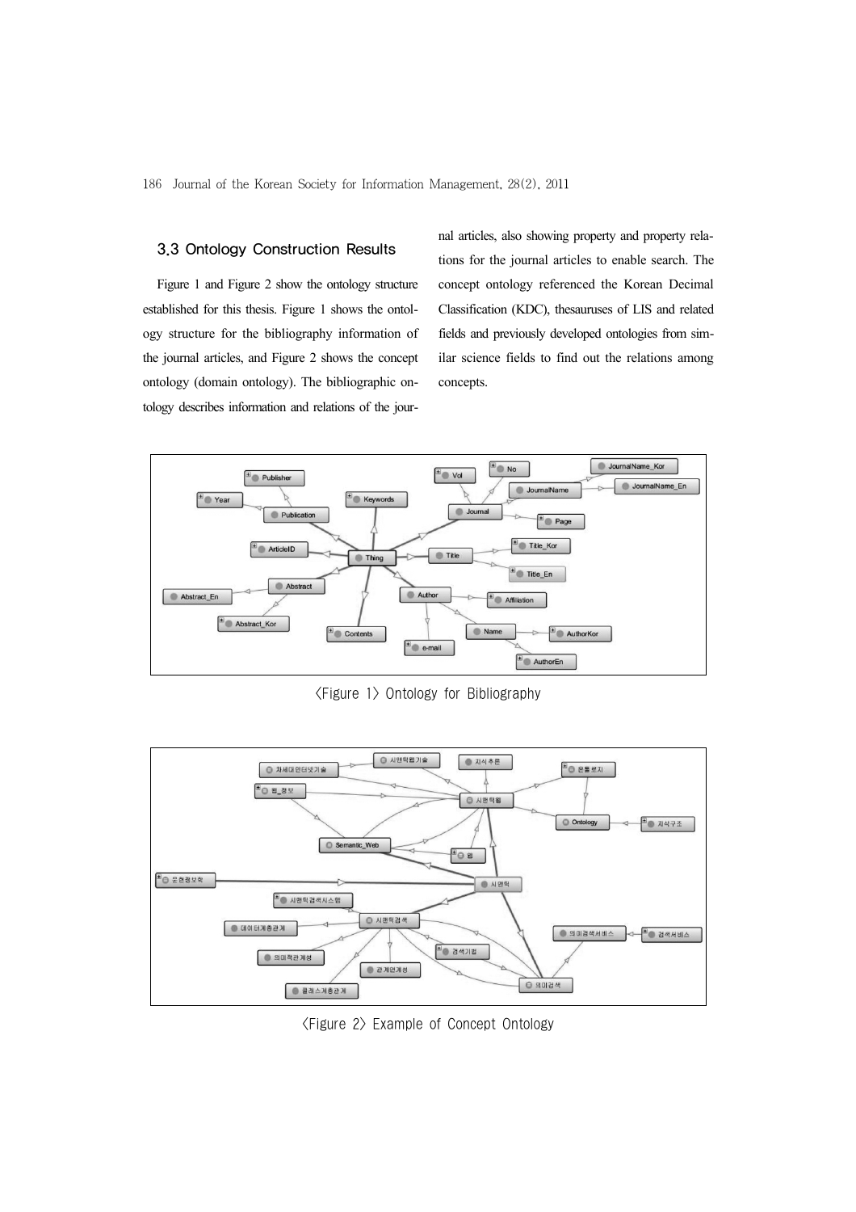### 3.3 Ontology Construction Results

Figure 1 and Figure 2 show the ontology structure established for this thesis. Figure 1 shows the ontology structure for the bibliography information of the journal articles, and Figure 2 shows the concept ontology (domain ontology). The bibliographic ontology describes information and relations of the journal articles, also showing property and property relations for the journal articles to enable search. The concept ontology referenced the Korean Decimal Classification (KDC), thesauruses of LIS and related fields and previously developed ontologies from similar science fields to find out the relations among concepts.

Publisher
Year
Publication
Keywords
Vol
No
JournalName_Kor
JournalName
JournalName_En
Journal
Page
ArticleID
Thing
Title
Title_Kor
Title_En
Abstract
Abstract_En
Abstract_Kor
Author
Affiliation
Contents
e-mail
Name
AuthorKor
AuthorEn

〈Figure 1〉 Ontology for Bibliography

차세대인터넷기술
시맨틱웹기술
지식추론
온톨로지
웹_정보
시맨틱웹
Ontology
지식구조
Semantic_Web
웹
문헌정보학
시맨틱
시맨틱검색시스템
데이터계층관계
시맨틱검색
의미검색서비스
검색서비스
의미적관계성
검색기법
관계연계성
클래스계층관계
의미검색

〈Figure 2〉 Example of Concept Ontology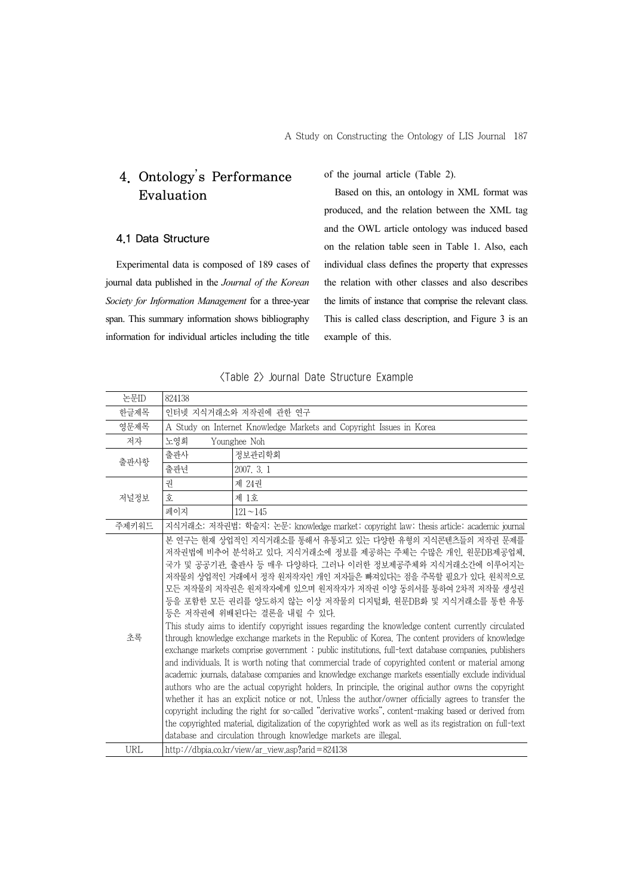## 4. Ontology's Performance Evaluation

### 4.1 Data Structure

Experimental data is composed of 189 cases of journal data published in the *Journal of the Korean Society for Information Management* for a three-year span. This summary information shows bibliography information for individual articles including the title of the journal article (Table 2).

Based on this, an ontology in XML format was produced, and the relation between the XML tag and the OWL article ontology was induced based on the relation table seen in Table 1. Also, each individual class defines the property that expresses the relation with other classes and also describes the limits of instance that comprise the relevant class. This is called class description, and Figure 3 is an example of this.

<Table 2> Journal Date Structure Example

| | | |
|---|---|---|
| 논문ID | 824138 | |
| 한글제목 | 인터넷 지식거래소와 저작권에 관한 연구 | |
| 영문제목 | A Study on Internet Knowledge Markets and Copyright Issues in Korea | |
| 저자 | 노영희 Younghee Noh | |
| 출판사항 | 출판사 | 정보관리학회 |
| | 출판년 | 2007. 3. 1 |
| 저널정보 | 권 | 제 24권 |
| | 호 | 제 1호 |
| | 페이지 | 121～145 |
| 주제키워드 | 지식거래소; 저작권법; 학술지; 논문; knowledge market; copyright law; thesis article; academic journal | |
| 초록 | 본 연구는 현재 상업적인 지식거래소를 통해서 유통되고 있는 다양한 유형의 지식콘텐츠들의 저작권 문제를 저작권법에 비추어 분석하고 있다. 지식거래소에 정보를 제공하는 주체는 수많은 개인, 원문DB제공업체, 국가 및 공공기관, 출판사 등 매우 다양하다. 그러나 이러한 정보제공주체와 지식거래소간에 이루어지는 저작물의 상업적인 거래에서 정작 원저작자인 개인 저자들은 빠져있다는 점을 주목할 필요가 있다. 원칙적으로 모든 저작물의 저작권은 원저작자에게 있으며 원저작자가 저작권 이양 동의서를 통하여 2차적 저작물 생성권 등을 포함한 모든 권리를 양도하지 않는 이상 저작물의 디지털화, 원문DB화 및 지식거래소를 통한 유통 등은 저작권에 위배된다는 결론을 내릴 수 있다. This study aims to identify copyright issues regarding the knowledge content currently circulated through knowledge exchange markets in the Republic of Korea. The content providers of knowledge exchange markets comprise government ; public institutions, full-text database companies, publishers and individuals. It is worth noting that commercial trade of copyrighted content or material among academic journals, database companies and knowledge exchange markets essentially exclude individual authors who are the actual copyright holders. In principle, the original author owns the copyright whether it has an explicit notice or not. Unless the author/owner officially agrees to transfer the copyright including the right for so-called "derivative works", content-making based or derived from the copyrighted material, digitalization of the copyrighted work as well as its registration on full-text database and circulation through knowledge markets are illegal. | |
| URL | http://dbpia.co.kr/view/ar_view.asp?arid=824138 | |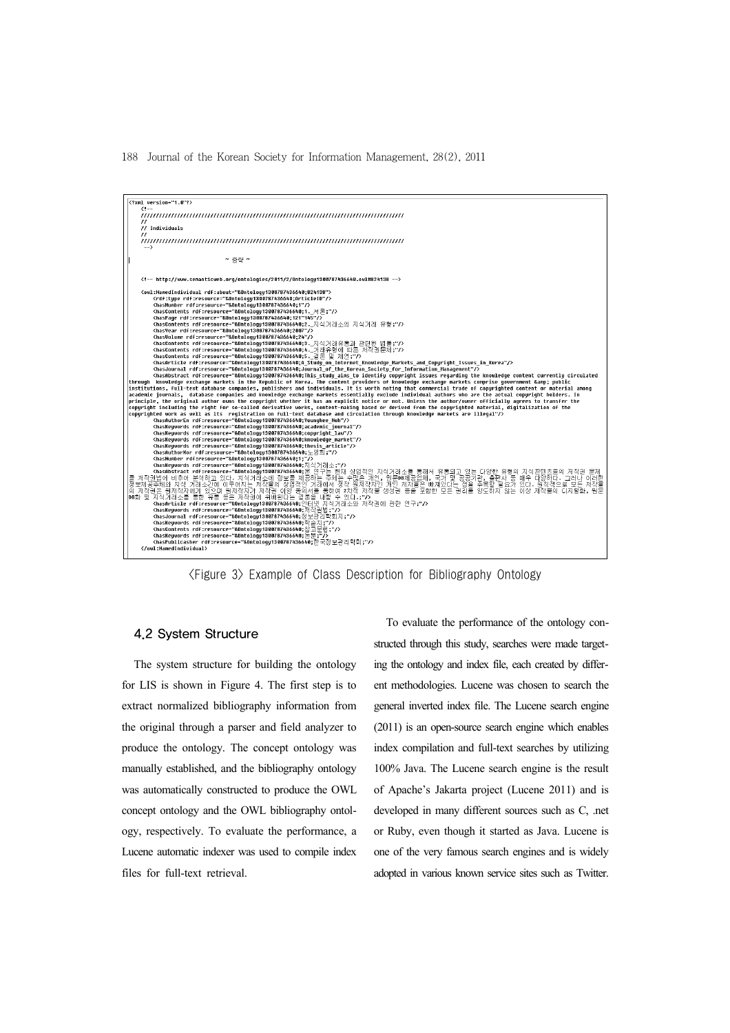```
<?xml version="1.0"?>
    <!--
    ///////////////////////////////////////////////////////////////////////////////////////
    //
    // Individuals
    //
    ///////////////////////////////////////////////////////////////////////////////////////
     -->
                            ~ 중략 ~

    <!-- http://www.semanticweb.org/ontologies/2011/2/Ontology1300787436640.owl#824130 -->

    <owl:NamedIndividual rdf:about="&Ontology1300787436640;824130">
        <rdf:type rdf:resource="&Ontology1300787436640;ArticleID"/>
        <hasNumber rdf:resource="&Ontology1300787436640;1"/>
        <hasContents rdf:resource="&Ontology1300787436640;1._서론;"/>
        <hasPage rdf:resource="&Ontology1300787436640;121~145"/>
        <hasContents rdf:resource="&Ontology1300787436640;2._지식거래소의 지식거래 유형;"/>
        <hasYear rdf:resource="&Ontology1300787436640;2007"/>
        <hasVolume rdf:resource="&Ontology1300787436640;24"/>
        <hasContents rdf:resource="&Ontology1300787436640;3._지식거래유통과 관련된 법률;"/>
        <hasContents rdf:resource="&Ontology1300787436640;4._거래유형에 따른 저작권문제;"/>
        <hasContents rdf:resource="&Ontology1300787436640;5._결론 및 제언;"/>
        <hasArticle rdf:resource="&Ontology1300787436640;A_Study_on_Internet_Knowledge_Markets_and_Copyright_Issues_in_Korea"/>
        <hasJournal rdf:resource="&Ontology1300787436640;Journal_of_the_Korean_Society_for_Information_Management"/>
        <hasAbstract rdf:resource="&Ontology1300787436640;This study aims to identify copyright issues regarding the knowledge content currently circulated
through  knowledge exchange markets in the Republic of Korea. The content providers of knowledge exchange markets comprise government &amp; public
institutions, full-text database companies, publishers and individuals. It is worth noting that commercial trade of copyrighted content or material among
academic journals,  database companies and knowledge exchange markets essentially exclude individual authors who are the actual copyright holders. In
principle, the original author owns the copyright whether it has an explicit notice or not. Unless the author/owner officially agrees to transfer the
copyright including the right for so-called derivative works, content-making based or derived from the copyrighted material, digitalization of the
copyrighted work as well as its  registration on full-text database and circulation through knowledge markets are illegal"/>
        <hasAuthorEn rdf:resource="&Ontology1300787436640;Younghee_Noh"/>
        <hasKeywords rdf:resource="&Ontology1300787436640;academic_journal"/>
        <hasKeywords rdf:resource="&Ontology1300787436640;copyright_law"/>
        <hasKeywords rdf:resource="&Ontology1300787436640;knowledge_market"/>
        <hasKeywords rdf:resource="&Ontology1300787436640;thesis_article"/>
        <hasAuthorKor rdf:resource="&Ontology1300787436640;노영희;"/>
        <hasNumber rdf:resource="&Ontology1300787436640;1;"/>
        <hasKeywords rdf:resource="&Ontology1300787436640;지식거래소;"/>
        <hasAbstract rdf:resource="&Ontology1300787436640;본 연구는 현재 상업적인 지식거래소를 통해서 유통되고 있는 다양한 유형의 지식콘텐츠들의 저작권 문제
를 저작권법에 비추어 분석하고 있다. 지식거래소에 정보를 제공하는 주체는 수많은 개인, 원문DB제공업체, 국가 및 공공기관, 출판사 등 매우 다양하다. 그러나 이러한
정보제공주체와 지식 거래소간에 이루어지는 저작물의 상업적인 거래에서 정작 원저작자인 개인 저자들은 배제되었다는 점을 주목할 필요가 있다. 원칙적으로 모든 저작물
의 저작권은 원저작자에게 있으며 원저작자가 저작권 이양 동의서를 통하여 2차적 저작물 작성권 등을 포함한 모든 권리를 양도하지 않는 이상 저작물의 디지털화, 원문
DB화 및 지식거래소를 통한 유통 등은 저작권에 위배된다는 결론을 내릴 수 있다.;"/>
        <hasArticle rdf:resource="&Ontology1300787436640;인터넷 지식거래소와 저작권에 관한 연구;"/>
        <hasKeywords rdf:resource="&Ontology1300787436640;저작권법;"/>
        <hasJournal rdf:resource="&Ontology1300787436640;정보관리학회지;"/>
        <hasKeywords rdf:resource="&Ontology1300787436640;학술지;"/>
        <hasContents rdf:resource="&Ontology1300787436640;참고문헌;"/>
        <hasKeywords rdf:resource="&Ontology1300787436640;논문;"/>
        <hasPublicasher rdf:resource="&Ontology1300787436640;한국정보관리학회;"/>
    </owl:NamedIndividual>
```

<Figure 3> Example of Class Description for Bibliography Ontology

### 4.2 System Structure

The system structure for building the ontology for LIS is shown in Figure 4. The first step is to extract normalized bibliography information from the original through a parser and field analyzer to produce the ontology. The concept ontology was manually established, and the bibliography ontology was automatically constructed to produce the OWL concept ontology and the OWL bibliography ontology, respectively. To evaluate the performance, a Lucene automatic indexer was used to compile index files for full-text retrieval.

To evaluate the performance of the ontology constructed through this study, searches were made targeting the ontology and index file, each created by different methodologies. Lucene was chosen to search the general inverted index file. The Lucene search engine (2011) is an open-source search engine which enables index compilation and full-text searches by utilizing 100% Java. The Lucene search engine is the result of Apache's Jakarta project (Lucene 2011) and is developed in many different sources such as C, .net or Ruby, even though it started as Java. Lucene is one of the very famous search engines and is widely adopted in various known service sites such as Twitter.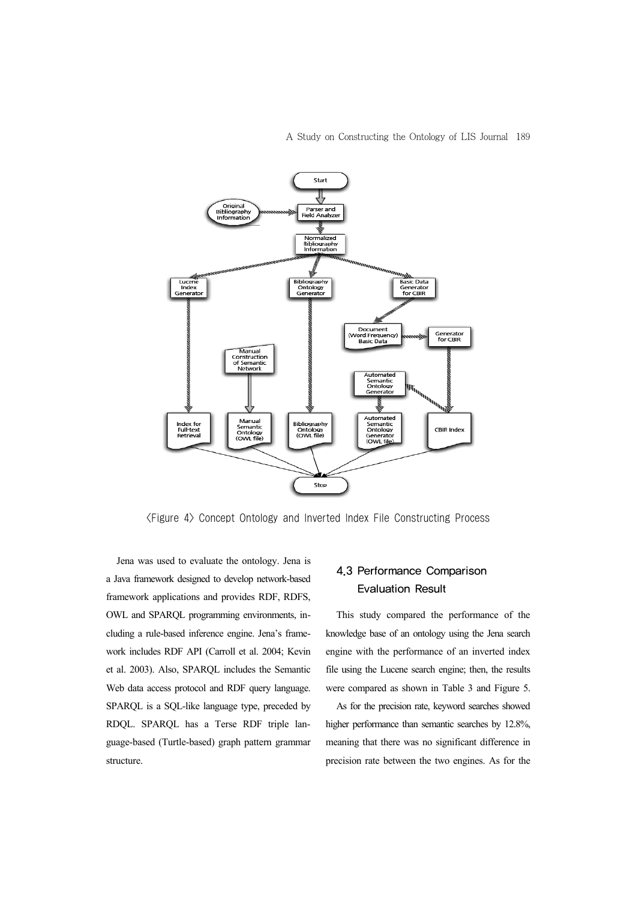Start

Original Bibliography Information

Parser and Field Analyzer

Normalized Bibliography Information

Lucene Index Generator

Bibliography Ontology Generator

Basic Data Generator for CBIR

Document (Word Frequency) Basic Data

Generator for CBIR

Manual Construction of Semantic Network

Automated Semantic Ontology Generator

Index for Full-text Retrieval

Manual Semantic Ontology (OWL file)

Bibliography Ontology (OWL file)

Automated Semantic Ontology Generator (OWL file)

CBIR Index

Stop

<Figure 4> Concept Ontology and Inverted Index File Constructing Process

Jena was used to evaluate the ontology. Jena is a Java framework designed to develop network-based framework applications and provides RDF, RDFS, OWL and SPARQL programming environments, including a rule-based inference engine. Jena's framework includes RDF API (Carroll et al. 2004; Kevin et al. 2003). Also, SPARQL includes the Semantic Web data access protocol and RDF query language. SPARQL is a SQL-like language type, preceded by RDQL. SPARQL has a Terse RDF triple language-based (Turtle-based) graph pattern grammar structure.

### 4.3 Performance Comparison Evaluation Result

This study compared the performance of the knowledge base of an ontology using the Jena search engine with the performance of an inverted index file using the Lucene search engine; then, the results were compared as shown in Table 3 and Figure 5.

As for the precision rate, keyword searches showed higher performance than semantic searches by 12.8%, meaning that there was no significant difference in precision rate between the two engines. As for the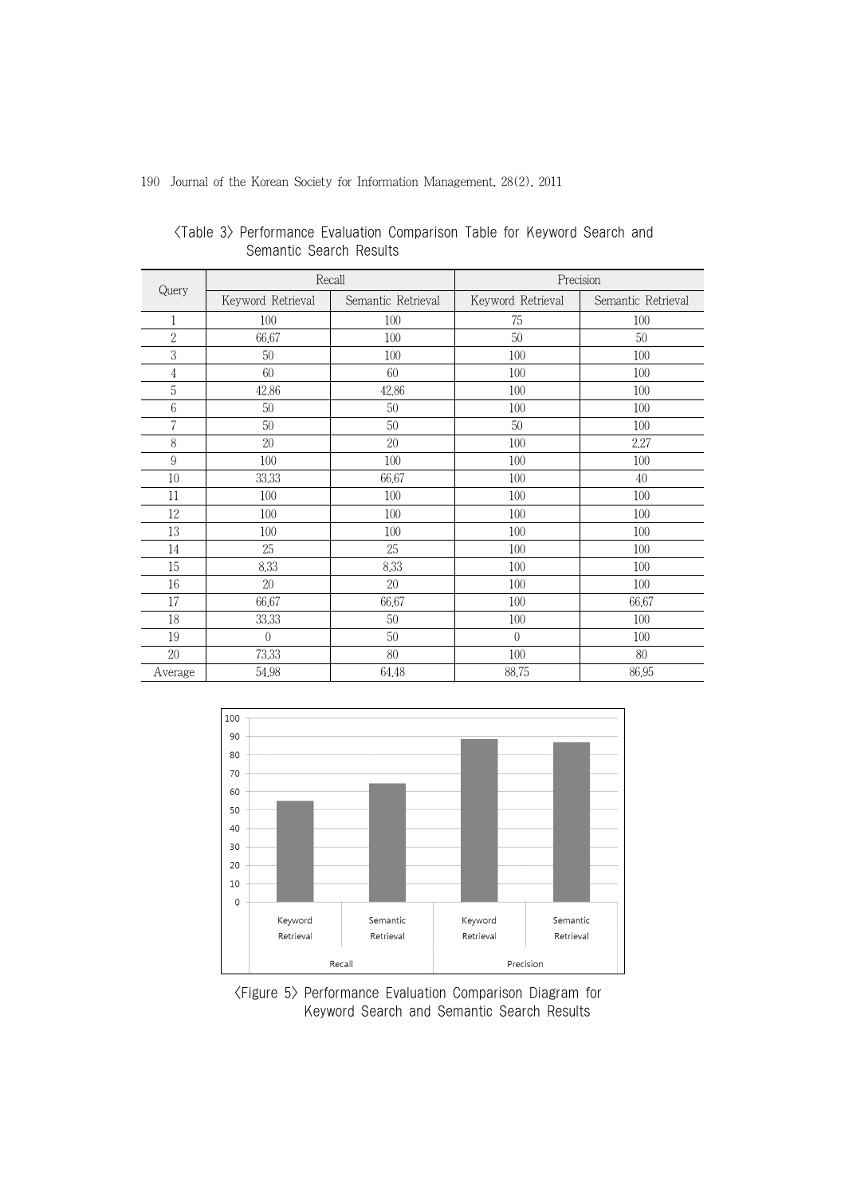〈Table 3〉 Performance Evaluation Comparison Table for Keyword Search and Semantic Search Results

| Query | Recall | | Precision | |
|---|---|---|---|---|
| | Keyword Retrieval | Semantic Retrieval | Keyword Retrieval | Semantic Retrieval |
| 1 | 100 | 100 | 75 | 100 |
| 2 | 66.67 | 100 | 50 | 50 |
| 3 | 50 | 100 | 100 | 100 |
| 4 | 60 | 60 | 100 | 100 |
| 5 | 42.86 | 42.86 | 100 | 100 |
| 6 | 50 | 50 | 100 | 100 |
| 7 | 50 | 50 | 50 | 100 |
| 8 | 20 | 20 | 100 | 2.27 |
| 9 | 100 | 100 | 100 | 100 |
| 10 | 33.33 | 66.67 | 100 | 40 |
| 11 | 100 | 100 | 100 | 100 |
| 12 | 100 | 100 | 100 | 100 |
| 13 | 100 | 100 | 100 | 100 |
| 14 | 25 | 25 | 100 | 100 |
| 15 | 8.33 | 8.33 | 100 | 100 |
| 16 | 20 | 20 | 100 | 100 |
| 17 | 66.67 | 66.67 | 100 | 66.67 |
| 18 | 33.33 | 50 | 100 | 100 |
| 19 | 0 | 50 | 0 | 100 |
| 20 | 73.33 | 80 | 100 | 80 |
| Average | 54.98 | 64.48 | 88.75 | 86.95 |

100
90
80
70
60
50
40
30
20
10
0

Keyword Retrieval
Semantic Retrieval
Keyword Retrieval
Semantic Retrieval

Recall
Precision

〈Figure 5〉 Performance Evaluation Comparison Diagram for Keyword Search and Semantic Search Results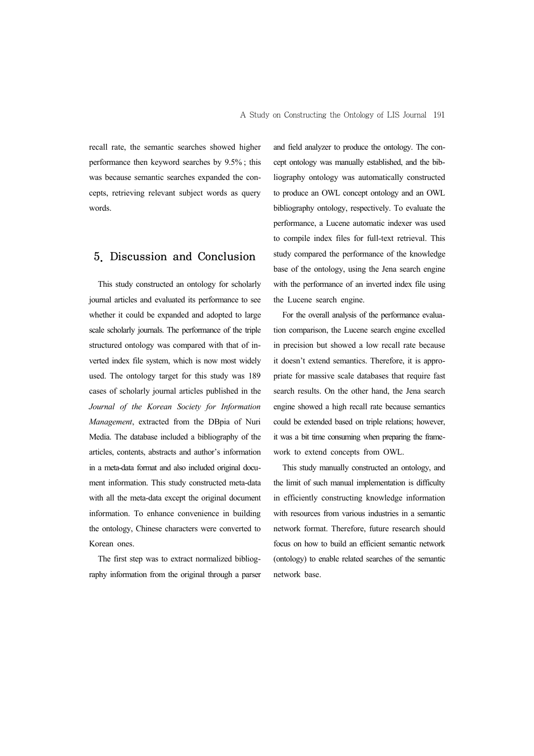recall rate, the semantic searches showed higher performance then keyword searches by 9.5% ; this was because semantic searches expanded the concepts, retrieving relevant subject words as query words.

## 5. Discussion and Conclusion

This study constructed an ontology for scholarly journal articles and evaluated its performance to see whether it could be expanded and adopted to large scale scholarly journals. The performance of the triple structured ontology was compared with that of inverted index file system, which is now most widely used. The ontology target for this study was 189 cases of scholarly journal articles published in the *Journal of the Korean Society for Information Management*, extracted from the DBpia of Nuri Media. The database included a bibliography of the articles, contents, abstracts and author's information in a meta-data format and also included original document information. This study constructed meta-data with all the meta-data except the original document information. To enhance convenience in building the ontology, Chinese characters were converted to Korean ones.

The first step was to extract normalized bibliography information from the original through a parser and field analyzer to produce the ontology. The concept ontology was manually established, and the bibliography ontology was automatically constructed to produce an OWL concept ontology and an OWL bibliography ontology, respectively. To evaluate the performance, a Lucene automatic indexer was used to compile index files for full-text retrieval. This study compared the performance of the knowledge base of the ontology, using the Jena search engine with the performance of an inverted index file using the Lucene search engine.

For the overall analysis of the performance evaluation comparison, the Lucene search engine excelled in precision but showed a low recall rate because it doesn't extend semantics. Therefore, it is appropriate for massive scale databases that require fast search results. On the other hand, the Jena search engine showed a high recall rate because semantics could be extended based on triple relations; however, it was a bit time consuming when preparing the framework to extend concepts from OWL.

This study manually constructed an ontology, and the limit of such manual implementation is difficulty in efficiently constructing knowledge information with resources from various industries in a semantic network format. Therefore, future research should focus on how to build an efficient semantic network (ontology) to enable related searches of the semantic network base.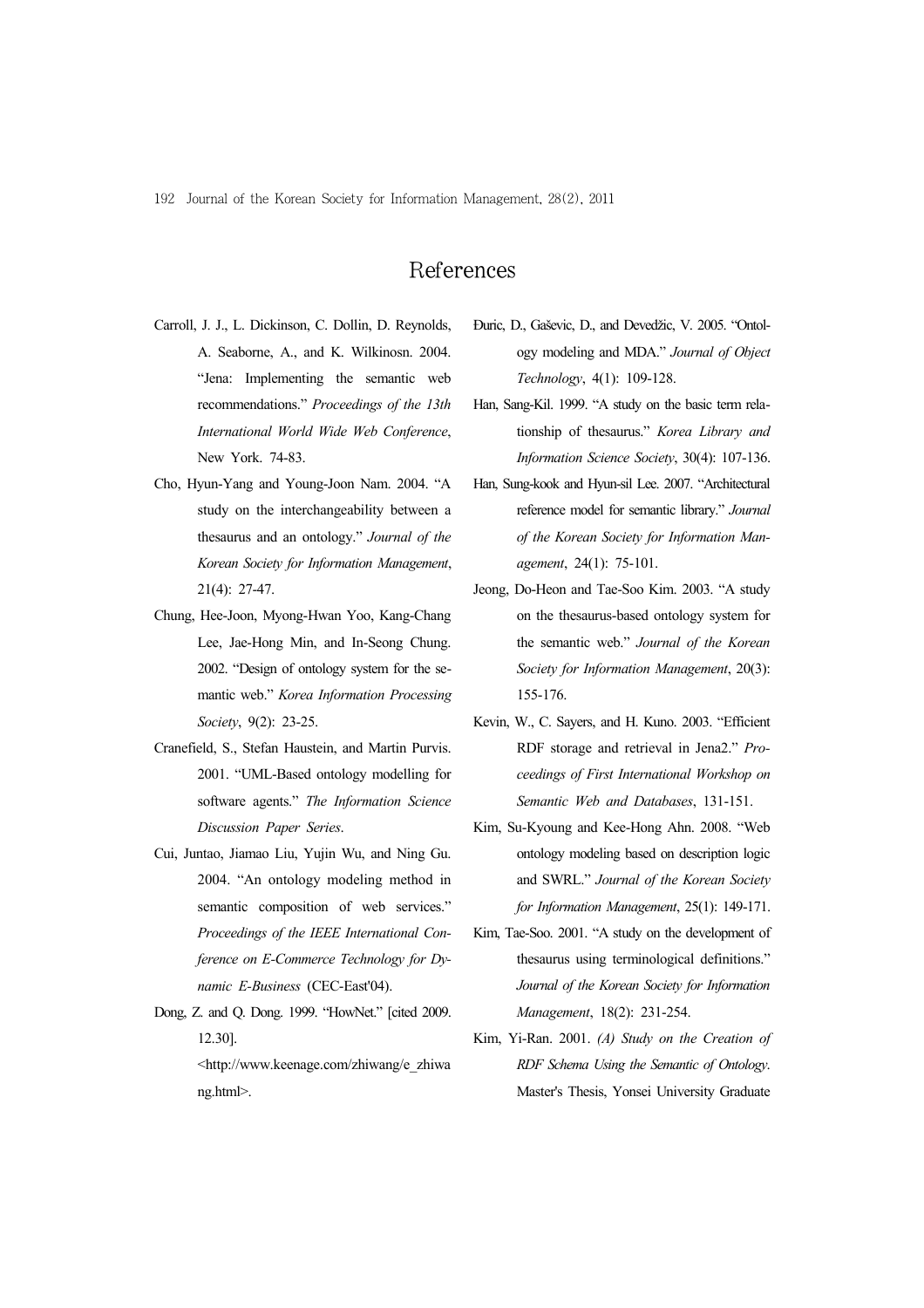# References

Carroll, J. J., L. Dickinson, C. Dollin, D. Reynolds, A. Seaborne, A., and K. Wilkinosn. 2004. "Jena: Implementing the semantic web recommendations." *Proceedings of the 13th International World Wide Web Conference*, New York. 74-83.

Cho, Hyun-Yang and Young-Joon Nam. 2004. "A study on the interchangeability between a thesaurus and an ontology." *Journal of the Korean Society for Information Management*, 21(4): 27-47.

Chung, Hee-Joon, Myong-Hwan Yoo, Kang-Chang Lee, Jae-Hong Min, and In-Seong Chung. 2002. "Design of ontology system for the semantic web." *Korea Information Processing Society*, 9(2): 23-25.

Cranefield, S., Stefan Haustein, and Martin Purvis. 2001. "UML-Based ontology modelling for software agents." *The Information Science Discussion Paper Series*.

Cui, Juntao, Jiamao Liu, Yujin Wu, and Ning Gu. 2004. "An ontology modeling method in semantic composition of web services." *Proceedings of the IEEE International Conference on E-Commerce Technology for Dynamic E-Business* (CEC-East'04).

Dong, Z. and Q. Dong. 1999. "HowNet." [cited 2009. 12.30]. <http://www.keenage.com/zhiwang/e_zhiwang.html>.

Đuric, D., Gaševic, D., and Devedžic, V. 2005. "Ontology modeling and MDA." *Journal of Object Technology*, 4(1): 109-128.

Han, Sang-Kil. 1999. "A study on the basic term relationship of thesaurus." *Korea Library and Information Science Society*, 30(4): 107-136.

Han, Sung-kook and Hyun-sil Lee. 2007. "Architectural reference model for semantic library." *Journal of the Korean Society for Information Management*, 24(1): 75-101.

Jeong, Do-Heon and Tae-Soo Kim. 2003. "A study on the thesaurus-based ontology system for the semantic web." *Journal of the Korean Society for Information Management*, 20(3): 155-176.

Kevin, W., C. Sayers, and H. Kuno. 2003. "Efficient RDF storage and retrieval in Jena2." *Proceedings of First International Workshop on Semantic Web and Databases*, 131-151.

Kim, Su-Kyoung and Kee-Hong Ahn. 2008. "Web ontology modeling based on description logic and SWRL." *Journal of the Korean Society for Information Management*, 25(1): 149-171.

Kim, Tae-Soo. 2001. "A study on the development of thesaurus using terminological definitions." *Journal of the Korean Society for Information Management*, 18(2): 231-254.

Kim, Yi-Ran. 2001. *(A) Study on the Creation of RDF Schema Using the Semantic of Ontology*. Master's Thesis, Yonsei University Graduate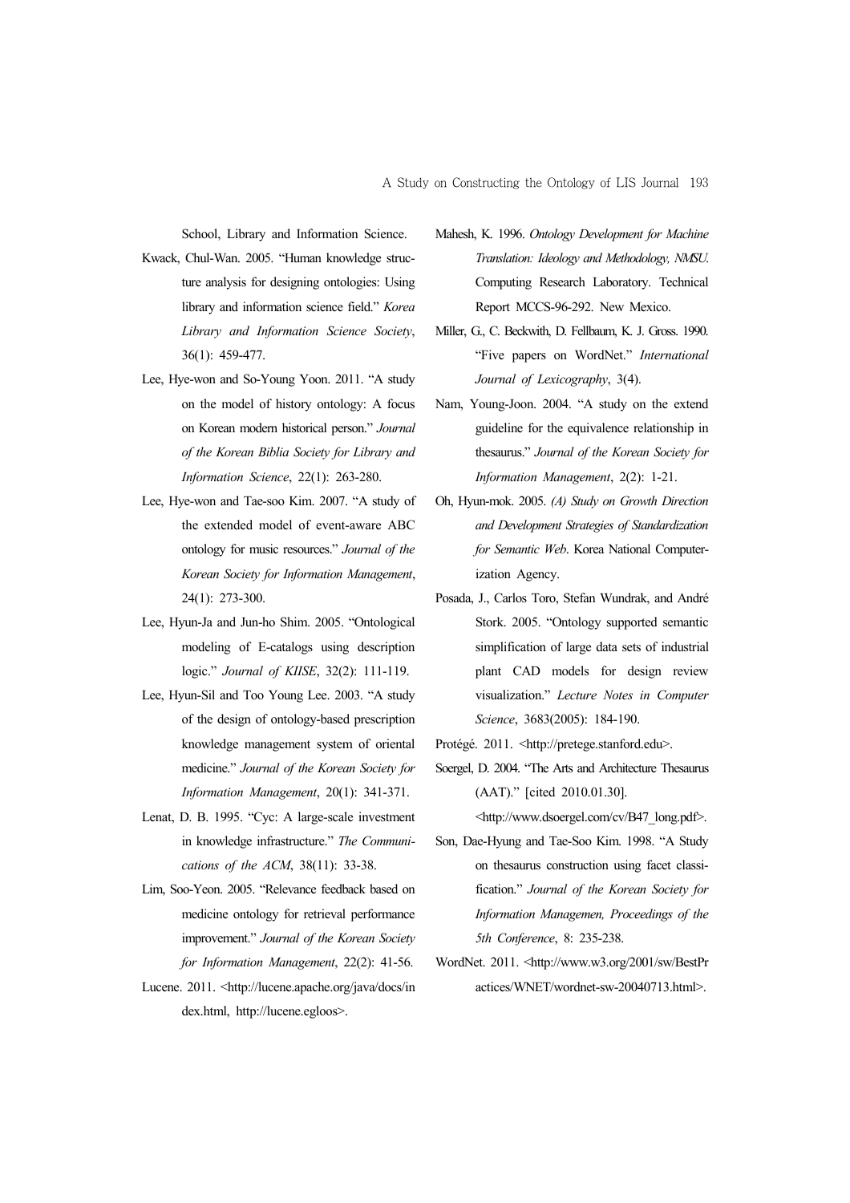School, Library and Information Science.

Kwack, Chul-Wan. 2005. "Human knowledge structure analysis for designing ontologies: Using library and information science field." *Korea Library and Information Science Society*, 36(1): 459-477.

Lee, Hye-won and So-Young Yoon. 2011. "A study on the model of history ontology: A focus on Korean modern historical person." *Journal of the Korean Biblia Society for Library and Information Science*, 22(1): 263-280.

Lee, Hye-won and Tae-soo Kim. 2007. "A study of the extended model of event-aware ABC ontology for music resources." *Journal of the Korean Society for Information Management*, 24(1): 273-300.

Lee, Hyun-Ja and Jun-ho Shim. 2005. "Ontological modeling of E-catalogs using description logic." *Journal of KIISE*, 32(2): 111-119.

Lee, Hyun-Sil and Too Young Lee. 2003. "A study of the design of ontology-based prescription knowledge management system of oriental medicine." *Journal of the Korean Society for Information Management*, 20(1): 341-371.

Lenat, D. B. 1995. "Cyc: A large-scale investment in knowledge infrastructure." *The Communications of the ACM*, 38(11): 33-38.

Lim, Soo-Yeon. 2005. "Relevance feedback based on medicine ontology for retrieval performance improvement." *Journal of the Korean Society for Information Management*, 22(2): 41-56.

Lucene. 2011. <http://lucene.apache.org/java/docs/index.html, http://lucene.egloos>.

Mahesh, K. 1996. *Ontology Development for Machine Translation: Ideology and Methodology, NMSU.* Computing Research Laboratory. Technical Report MCCS-96-292. New Mexico.

Miller, G., C. Beckwith, D. Fellbaum, K. J. Gross. 1990. "Five papers on WordNet." *International Journal of Lexicography*, 3(4).

Nam, Young-Joon. 2004. "A study on the extend guideline for the equivalence relationship in thesaurus." *Journal of the Korean Society for Information Management*, 2(2): 1-21.

Oh, Hyun-mok. 2005. *(A) Study on Growth Direction and Development Strategies of Standardization for Semantic Web*. Korea National Computerization Agency.

Posada, J., Carlos Toro, Stefan Wundrak, and André Stork. 2005. "Ontology supported semantic simplification of large data sets of industrial plant CAD models for design review visualization." *Lecture Notes in Computer Science*, 3683(2005): 184-190.

Protégé. 2011. <http://pretege.stanford.edu>.

Soergel, D. 2004. "The Arts and Architecture Thesaurus (AAT)." [cited 2010.01.30]. <http://www.dsoergel.com/cv/B47_long.pdf>.

Son, Dae-Hyung and Tae-Soo Kim. 1998. "A Study on thesaurus construction using facet classification." *Journal of the Korean Society for Information Managemen, Proceedings of the 5th Conference*, 8: 235-238.

WordNet. 2011. <http://www.w3.org/2001/sw/BestPractices/WNET/wordnet-sw-20040713.html>.